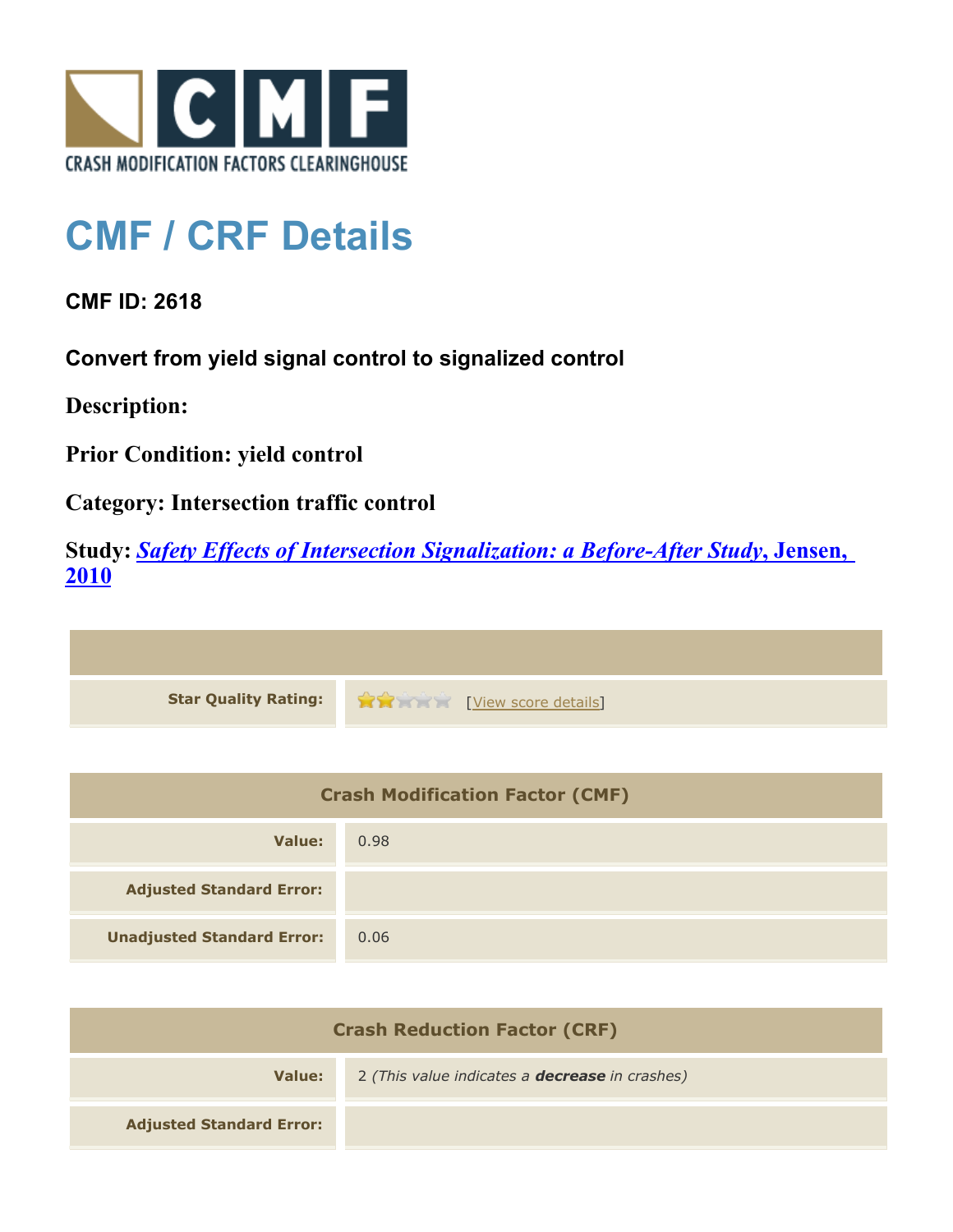CRASH MODIFICATION FACTORS CLEARINGHOUSE

# CMF / CRF Details

## CMF ID: 2618

### Convert from yield signal control to signalized control

**Description:**

**Prior Condition:** yield control

**Category:** Intersection traffic control

**Study:** *Safety Effects of Intersection Signalization: a Before-After Study*, Jensen, 2010

| | |
|---|---|
| **Star Quality Rating:** | 2 of 5 stars [View score details] |

| Crash Modification Factor (CMF) | |
|---|---|
| **Value:** | 0.98 |
| **Adjusted Standard Error:** | |
| **Unadjusted Standard Error:** | 0.06 |

| Crash Reduction Factor (CRF) | |
|---|---|
| **Value:** | 2 *(This value indicates a **decrease** in crashes)* |
| **Adjusted Standard Error:** | |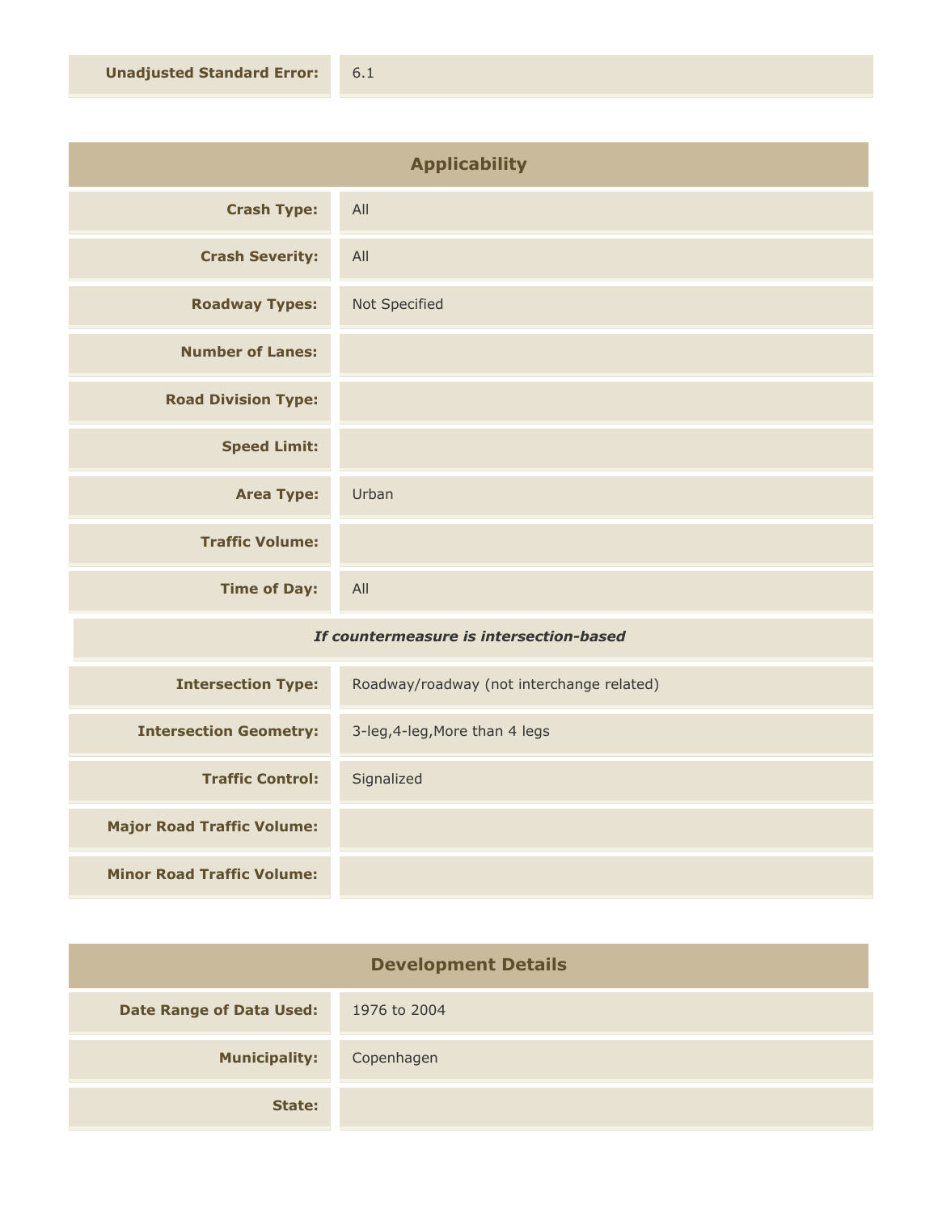| | |
|---|---|
| **Unadjusted Standard Error:** | 6.1 |

## Applicability

| | |
|---|---|
| **Crash Type:** | All |
| **Crash Severity:** | All |
| **Roadway Types:** | Not Specified |
| **Number of Lanes:** | |
| **Road Division Type:** | |
| **Speed Limit:** | |
| **Area Type:** | Urban |
| **Traffic Volume:** | |
| **Time of Day:** | All |

***If countermeasure is intersection-based***

| | |
|---|---|
| **Intersection Type:** | Roadway/roadway (not interchange related) |
| **Intersection Geometry:** | 3-leg,4-leg,More than 4 legs |
| **Traffic Control:** | Signalized |
| **Major Road Traffic Volume:** | |
| **Minor Road Traffic Volume:** | |

## Development Details

| | |
|---|---|
| **Date Range of Data Used:** | 1976 to 2004 |
| **Municipality:** | Copenhagen |
| **State:** | |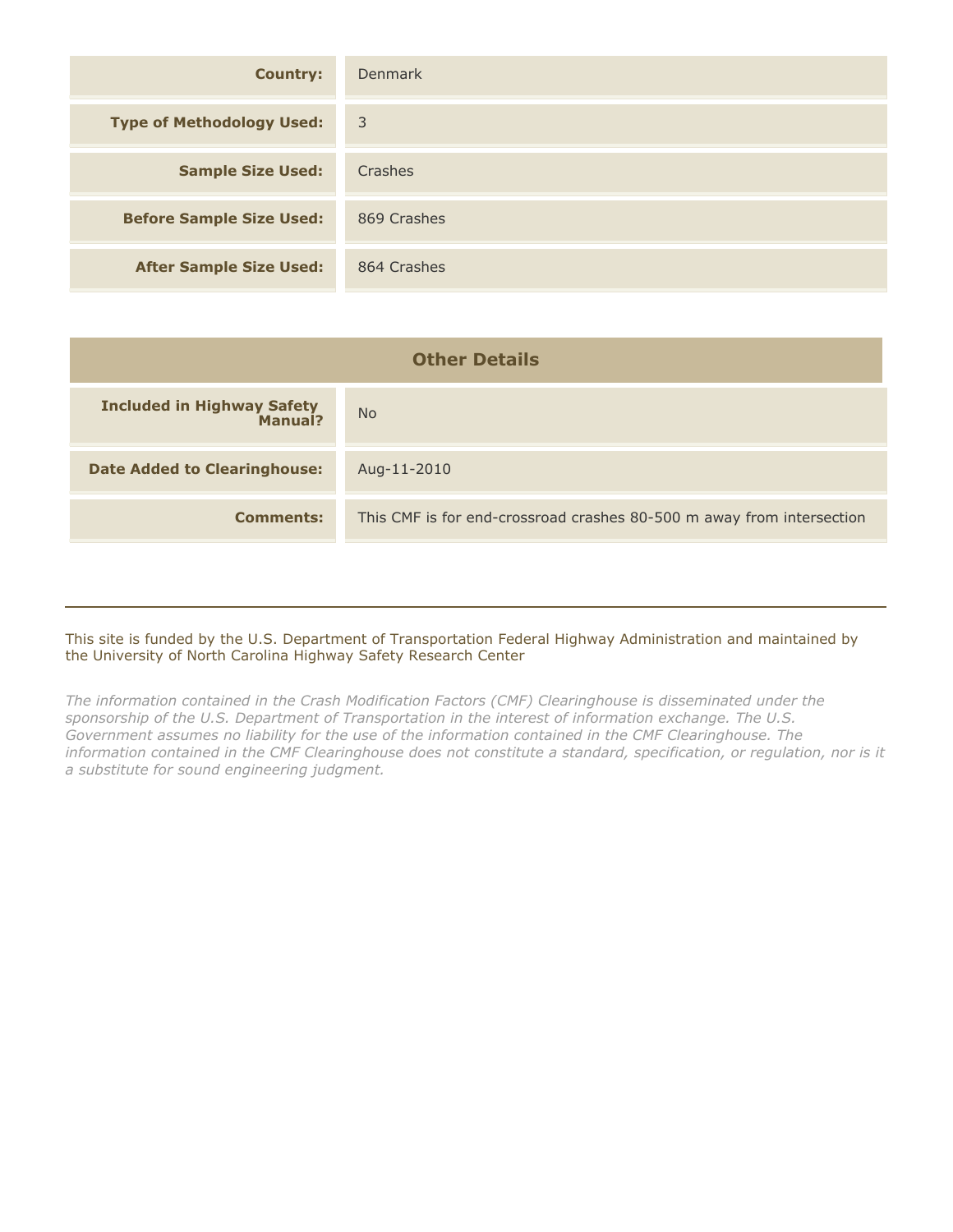| | |
|---|---|
| **Country:** | Denmark |
| **Type of Methodology Used:** | 3 |
| **Sample Size Used:** | Crashes |
| **Before Sample Size Used:** | 869 Crashes |
| **After Sample Size Used:** | 864 Crashes |

## Other Details

| | |
|---|---|
| **Included in Highway Safety Manual?** | No |
| **Date Added to Clearinghouse:** | Aug-11-2010 |
| **Comments:** | This CMF is for end-crossroad crashes 80-500 m away from intersection |

---

This site is funded by the U.S. Department of Transportation Federal Highway Administration and maintained by the University of North Carolina Highway Safety Research Center

*The information contained in the Crash Modification Factors (CMF) Clearinghouse is disseminated under the sponsorship of the U.S. Department of Transportation in the interest of information exchange. The U.S. Government assumes no liability for the use of the information contained in the CMF Clearinghouse. The information contained in the CMF Clearinghouse does not constitute a standard, specification, or regulation, nor is it a substitute for sound engineering judgment.*